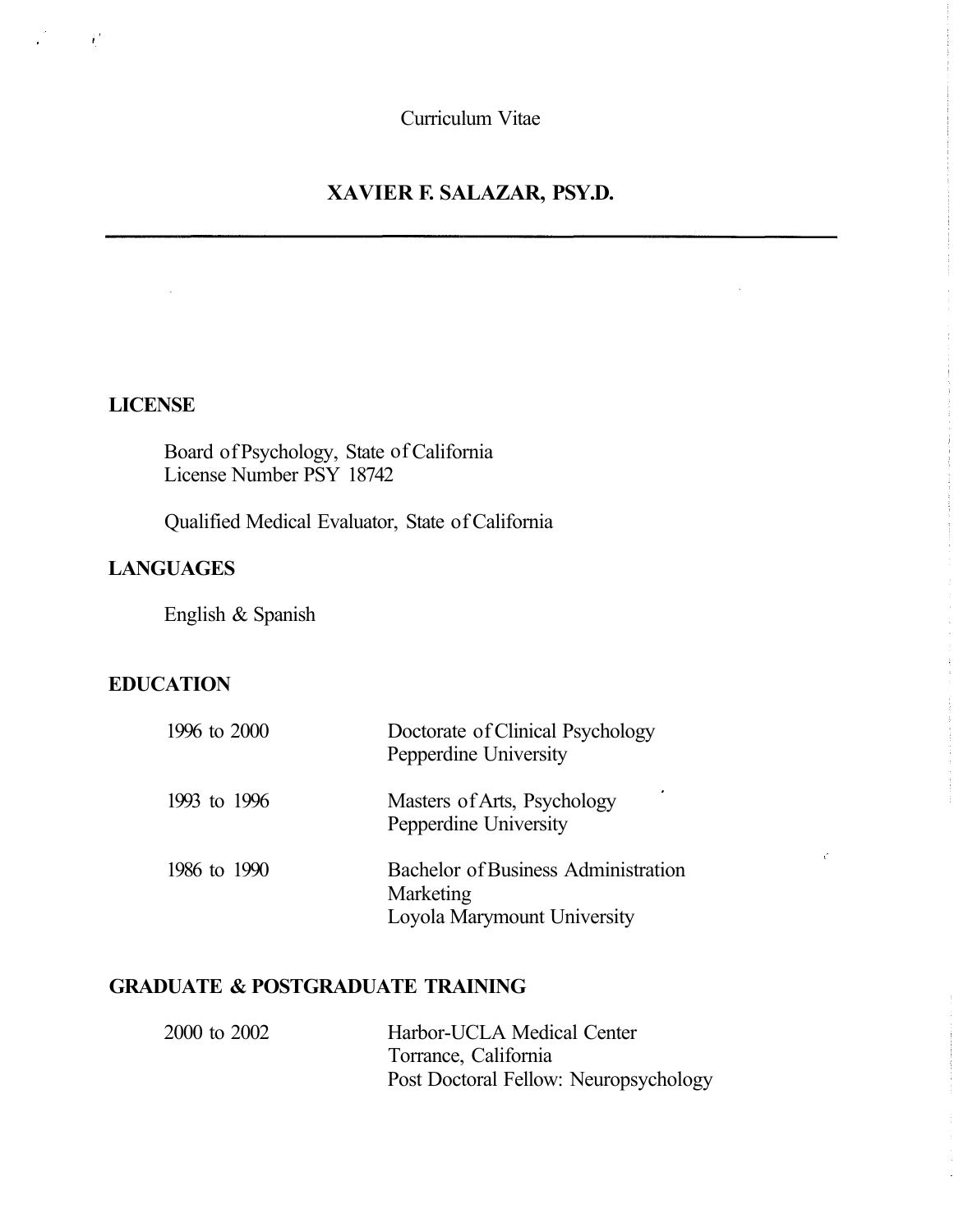Curriculum Vitae

# XAVIER F. SALAZAR, PSY.D.

---

## LICENSE

Board of Psychology, State of California
License Number PSY 18742

Qualified Medical Evaluator, State of California

## LANGUAGES

English & Spanish

## EDUCATION

| | |
|---|---|
| 1996 to 2000 | Doctorate of Clinical Psychology<br>Pepperdine University |
| 1993 to 1996 | Masters of Arts, Psychology<br>Pepperdine University |
| 1986 to 1990 | Bachelor of Business Administration<br>Marketing<br>Loyola Marymount University |

## GRADUATE & POSTGRADUATE TRAINING

| | |
|---|---|
| 2000 to 2002 | Harbor-UCLA Medical Center<br>Torrance, California<br>Post Doctoral Fellow: Neuropsychology |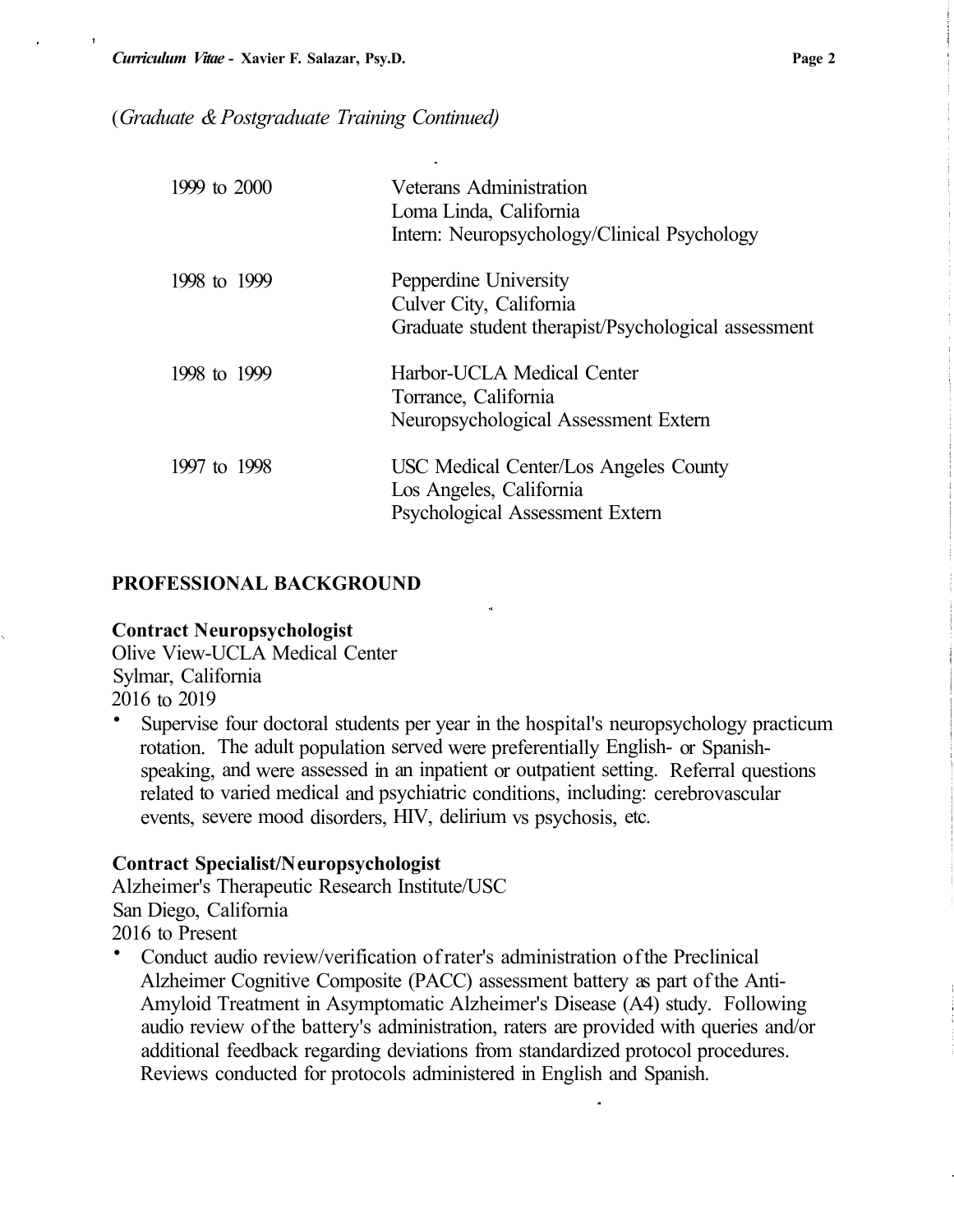*(Graduate & Postgraduate Training Continued)*

| | |
|---|---|
| 1999 to 2000 | Veterans Administration<br>Loma Linda, California<br>Intern: Neuropsychology/Clinical Psychology |
| 1998 to 1999 | Pepperdine University<br>Culver City, California<br>Graduate student therapist/Psychological assessment |
| 1998 to 1999 | Harbor-UCLA Medical Center<br>Torrance, California<br>Neuropsychological Assessment Extern |
| 1997 to 1998 | USC Medical Center/Los Angeles County<br>Los Angeles, California<br>Psychological Assessment Extern |

## PROFESSIONAL BACKGROUND

**Contract Neuropsychologist**
Olive View-UCLA Medical Center
Sylmar, California
2016 to 2019

- Supervise four doctoral students per year in the hospital's neuropsychology practicum rotation. The adult population served were preferentially English- or Spanish-speaking, and were assessed in an inpatient or outpatient setting. Referral questions related to varied medical and psychiatric conditions, including: cerebrovascular events, severe mood disorders, HIV, delirium vs psychosis, etc.

**Contract Specialist/Neuropsychologist**
Alzheimer's Therapeutic Research Institute/USC
San Diego, California
2016 to Present

- Conduct audio review/verification of rater's administration of the Preclinical Alzheimer Cognitive Composite (PACC) assessment battery as part of the Anti-Amyloid Treatment in Asymptomatic Alzheimer's Disease (A4) study. Following audio review of the battery's administration, raters are provided with queries and/or additional feedback regarding deviations from standardized protocol procedures. Reviews conducted for protocols administered in English and Spanish.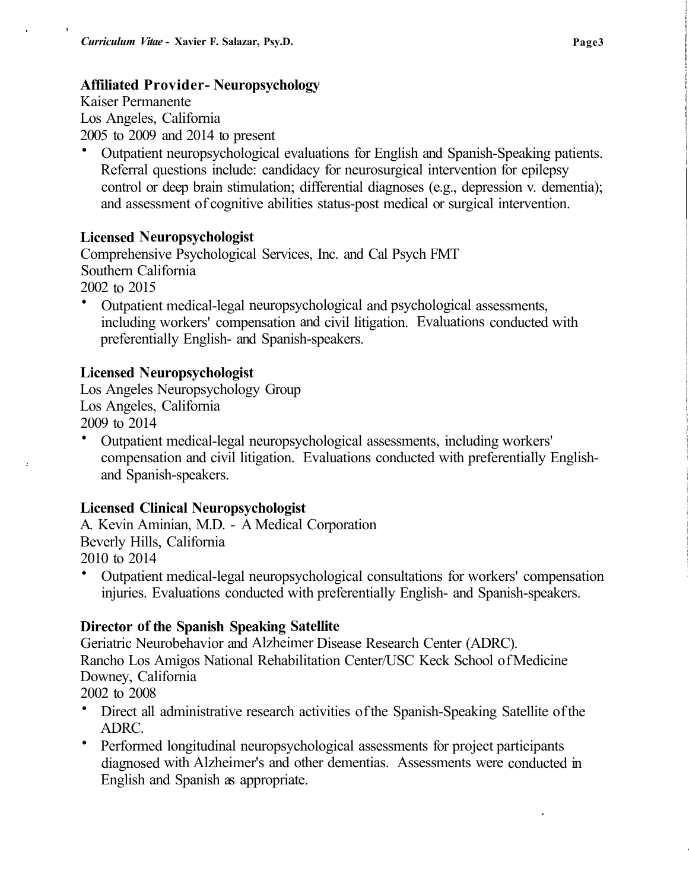**Affiliated Provider- Neuropsychology**
Kaiser Permanente
Los Angeles, California
2005 to 2009 and 2014 to present

- Outpatient neuropsychological evaluations for English and Spanish-Speaking patients. Referral questions include: candidacy for neurosurgical intervention for epilepsy control or deep brain stimulation; differential diagnoses (e.g., depression v. dementia); and assessment of cognitive abilities status-post medical or surgical intervention.

**Licensed Neuropsychologist**
Comprehensive Psychological Services, Inc. and Cal Psych FMT
Southern California
2002 to 2015

- Outpatient medical-legal neuropsychological and psychological assessments, including workers' compensation and civil litigation. Evaluations conducted with preferentially English- and Spanish-speakers.

**Licensed Neuropsychologist**
Los Angeles Neuropsychology Group
Los Angeles, California
2009 to 2014

- Outpatient medical-legal neuropsychological assessments, including workers' compensation and civil litigation. Evaluations conducted with preferentially English- and Spanish-speakers.

**Licensed Clinical Neuropsychologist**
A. Kevin Aminian, M.D. - A Medical Corporation
Beverly Hills, California
2010 to 2014

- Outpatient medical-legal neuropsychological consultations for workers' compensation injuries. Evaluations conducted with preferentially English- and Spanish-speakers.

**Director of the Spanish Speaking Satellite**
Geriatric Neurobehavior and Alzheimer Disease Research Center (ADRC).
Rancho Los Amigos National Rehabilitation Center/USC Keck School of Medicine
Downey, California
2002 to 2008

- Direct all administrative research activities of the Spanish-Speaking Satellite of the ADRC.
- Performed longitudinal neuropsychological assessments for project participants diagnosed with Alzheimer's and other dementias. Assessments were conducted in English and Spanish as appropriate.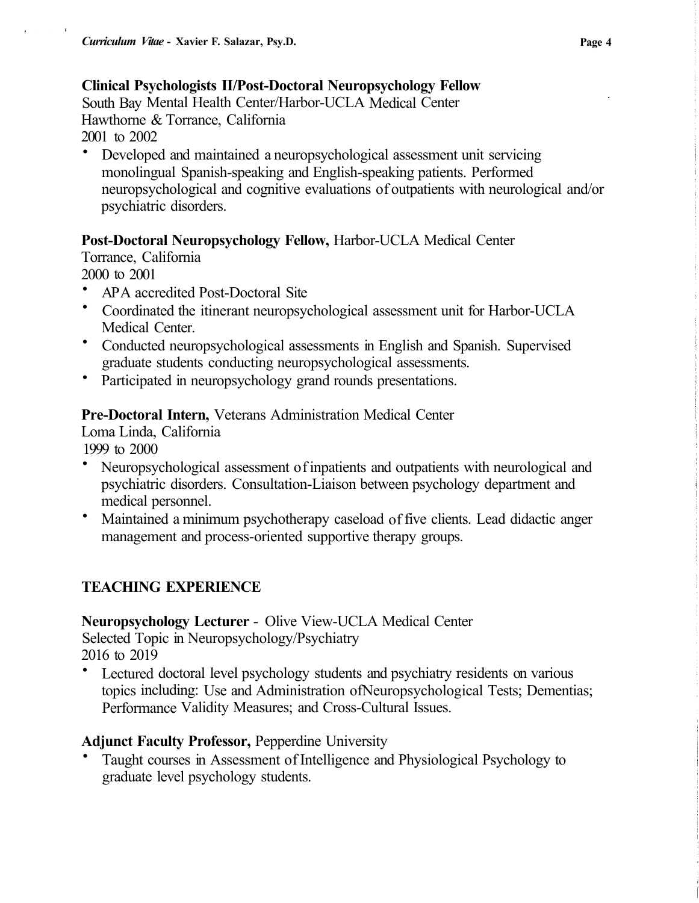**Clinical Psychologists II/Post-Doctoral Neuropsychology Fellow**
South Bay Mental Health Center/Harbor-UCLA Medical Center
Hawthorne & Torrance, California
2001 to 2002

- Developed and maintained a neuropsychological assessment unit servicing monolingual Spanish-speaking and English-speaking patients. Performed neuropsychological and cognitive evaluations of outpatients with neurological and/or psychiatric disorders.

**Post-Doctoral Neuropsychology Fellow,** Harbor-UCLA Medical Center
Torrance, California
2000 to 2001

- APA accredited Post-Doctoral Site
- Coordinated the itinerant neuropsychological assessment unit for Harbor-UCLA Medical Center.
- Conducted neuropsychological assessments in English and Spanish. Supervised graduate students conducting neuropsychological assessments.
- Participated in neuropsychology grand rounds presentations.

**Pre-Doctoral Intern,** Veterans Administration Medical Center
Loma Linda, California
1999 to 2000

- Neuropsychological assessment of inpatients and outpatients with neurological and psychiatric disorders. Consultation-Liaison between psychology department and medical personnel.
- Maintained a minimum psychotherapy caseload of five clients. Lead didactic anger management and process-oriented supportive therapy groups.

## TEACHING EXPERIENCE

**Neuropsychology Lecturer** - Olive View-UCLA Medical Center
Selected Topic in Neuropsychology/Psychiatry
2016 to 2019

- Lectured doctoral level psychology students and psychiatry residents on various topics including: Use and Administration ofNeuropsychological Tests; Dementias; Performance Validity Measures; and Cross-Cultural Issues.

**Adjunct Faculty Professor,** Pepperdine University

- Taught courses in Assessment of Intelligence and Physiological Psychology to graduate level psychology students.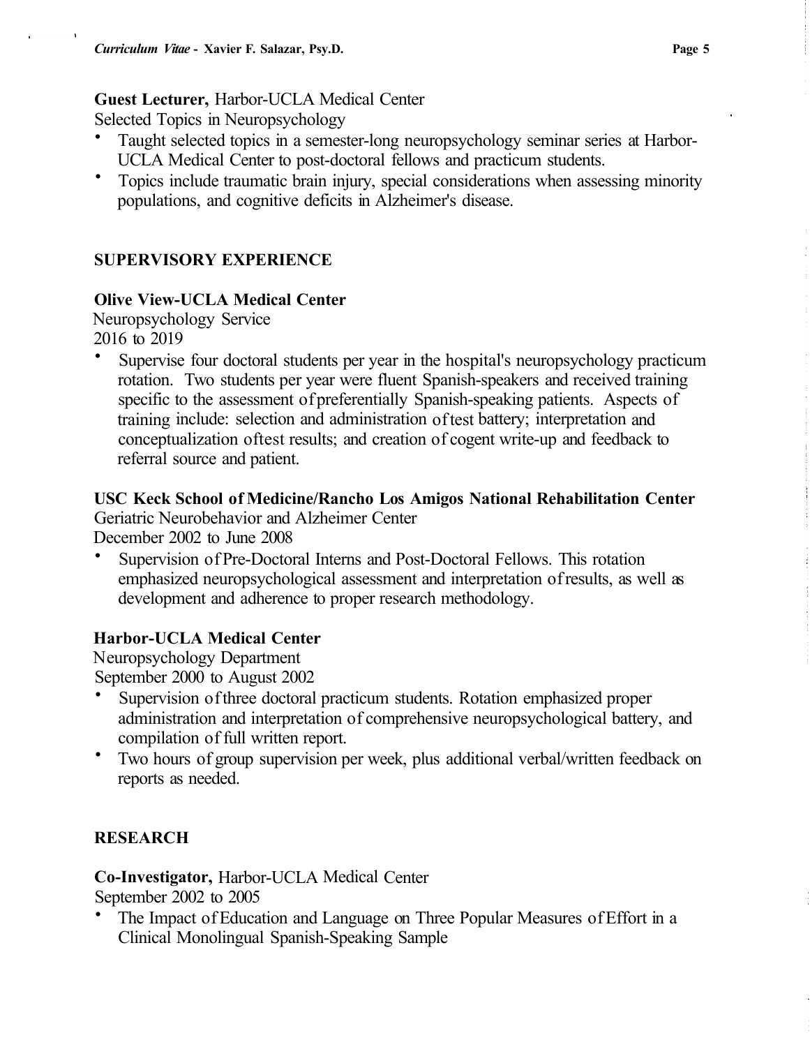**Guest Lecturer,** Harbor-UCLA Medical Center
Selected Topics in Neuropsychology

- Taught selected topics in a semester-long neuropsychology seminar series at Harbor-UCLA Medical Center to post-doctoral fellows and practicum students.
- Topics include traumatic brain injury, special considerations when assessing minority populations, and cognitive deficits in Alzheimer's disease.

## SUPERVISORY EXPERIENCE

**Olive View-UCLA Medical Center**
Neuropsychology Service
2016 to 2019

- Supervise four doctoral students per year in the hospital's neuropsychology practicum rotation. Two students per year were fluent Spanish-speakers and received training specific to the assessment of preferentially Spanish-speaking patients. Aspects of training include: selection and administration of test battery; interpretation and conceptualization of test results; and creation of cogent write-up and feedback to referral source and patient.

**USC Keck School of Medicine/Rancho Los Amigos National Rehabilitation Center**
Geriatric Neurobehavior and Alzheimer Center
December 2002 to June 2008

- Supervision of Pre-Doctoral Interns and Post-Doctoral Fellows. This rotation emphasized neuropsychological assessment and interpretation of results, as well as development and adherence to proper research methodology.

**Harbor-UCLA Medical Center**
Neuropsychology Department
September 2000 to August 2002

- Supervision of three doctoral practicum students. Rotation emphasized proper administration and interpretation of comprehensive neuropsychological battery, and compilation of full written report.
- Two hours of group supervision per week, plus additional verbal/written feedback on reports as needed.

## RESEARCH

**Co-Investigator,** Harbor-UCLA Medical Center
September 2002 to 2005

- The Impact of Education and Language on Three Popular Measures of Effort in a Clinical Monolingual Spanish-Speaking Sample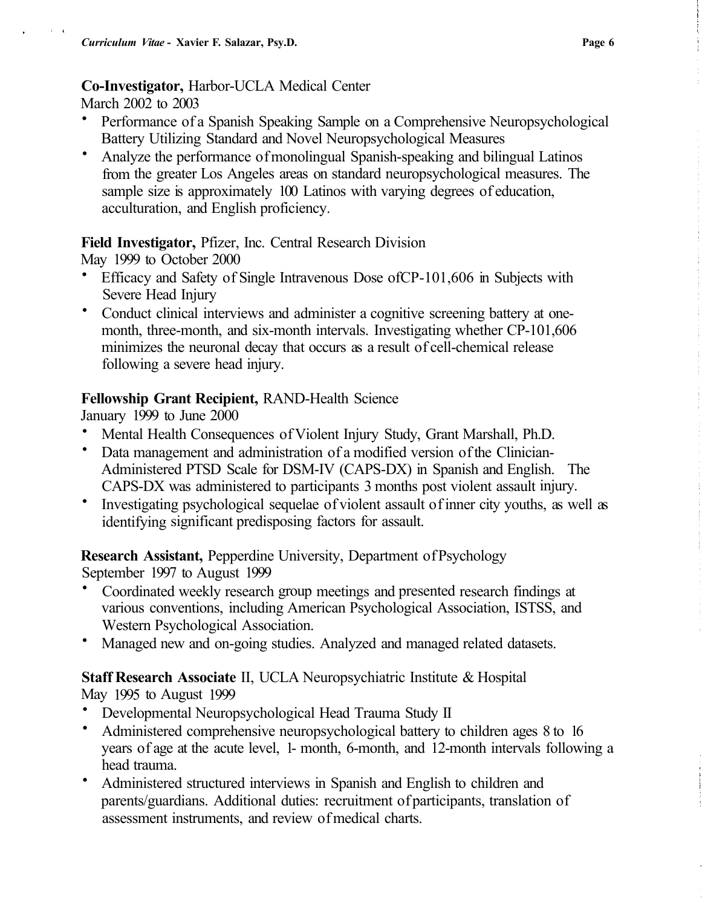**Co-Investigator,** Harbor-UCLA Medical Center
March 2002 to 2003

- Performance of a Spanish Speaking Sample on a Comprehensive Neuropsychological Battery Utilizing Standard and Novel Neuropsychological Measures
- Analyze the performance of monolingual Spanish-speaking and bilingual Latinos from the greater Los Angeles areas on standard neuropsychological measures. The sample size is approximately 100 Latinos with varying degrees of education, acculturation, and English proficiency.

**Field Investigator,** Pfizer, Inc. Central Research Division
May 1999 to October 2000

- Efficacy and Safety of Single Intravenous Dose ofCP-101,606 in Subjects with Severe Head Injury
- Conduct clinical interviews and administer a cognitive screening battery at one-month, three-month, and six-month intervals. Investigating whether CP-101,606 minimizes the neuronal decay that occurs as a result of cell-chemical release following a severe head injury.

**Fellowship Grant Recipient,** RAND-Health Science
January 1999 to June 2000

- Mental Health Consequences of Violent Injury Study, Grant Marshall, Ph.D.
- Data management and administration of a modified version of the Clinician-Administered PTSD Scale for DSM-IV (CAPS-DX) in Spanish and English. The CAPS-DX was administered to participants 3 months post violent assault injury.
- Investigating psychological sequelae of violent assault of inner city youths, as well as identifying significant predisposing factors for assault.

**Research Assistant,** Pepperdine University, Department of Psychology
September 1997 to August 1999

- Coordinated weekly research group meetings and presented research findings at various conventions, including American Psychological Association, ISTSS, and Western Psychological Association.
- Managed new and on-going studies. Analyzed and managed related datasets.

**Staff Research Associate** II, UCLA Neuropsychiatric Institute & Hospital
May 1995 to August 1999

- Developmental Neuropsychological Head Trauma Study II
- Administered comprehensive neuropsychological battery to children ages 8 to 16 years of age at the acute level, 1- month, 6-month, and 12-month intervals following a head trauma.
- Administered structured interviews in Spanish and English to children and parents/guardians. Additional duties: recruitment of participants, translation of assessment instruments, and review of medical charts.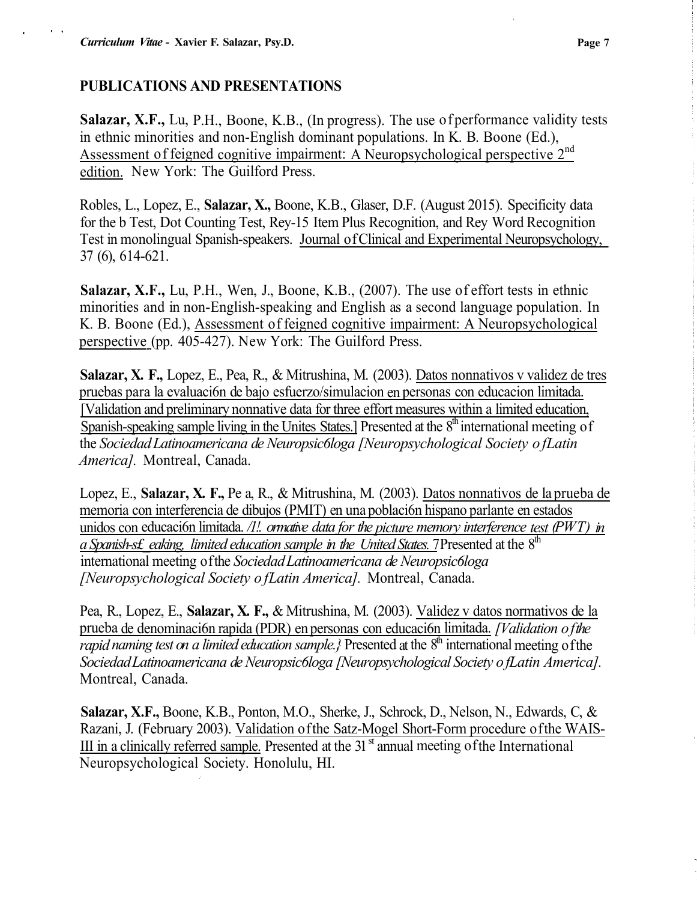## PUBLICATIONS AND PRESENTATIONS

**Salazar, X.F.,** Lu, P.H., Boone, K.B., (In progress). The use of performance validity tests in ethnic minorities and non-English dominant populations. In K. B. Boone (Ed.), Assessment of feigned cognitive impairment: A Neuropsychological perspective 2nd edition. New York: The Guilford Press.

Robles, L., Lopez, E., **Salazar, X.,** Boone, K.B., Glaser, D.F. (August 2015). Specificity data for the b Test, Dot Counting Test, Rey-15 Item Plus Recognition, and Rey Word Recognition Test in monolingual Spanish-speakers. Journal of Clinical and Experimental Neuropsychology, 37 (6), 614-621.

**Salazar, X.F.,** Lu, P.H., Wen, J., Boone, K.B., (2007). The use of effort tests in ethnic minorities and in non-English-speaking and English as a second language population. In K. B. Boone (Ed.), Assessment of feigned cognitive impairment: A Neuropsychological perspective (pp. 405-427). New York: The Guilford Press.

**Salazar, X. F.,** Lopez, E., Pea, R., & Mitrushina, M. (2003). Datos nonnativos v validez de tres pruebas para la evaluaci6n de bajo esfuerzo/simulacion en personas con educacion limitada. [Validation and preliminary nonnative data for three effort measures within a limited education, Spanish-speaking sample living in the Unites States.] Presented at the 8th international meeting of the *Sociedad Latinoamericana de Neuropsic6loga [Neuropsychological Society of Latin America].* Montreal, Canada.

Lopez, E., **Salazar, X. F.,** Pe a, R., & Mitrushina, M. (2003). Datos nonnativos de la prueba de memoria con interferencia de dibujos (PMIT) en una poblaci6n hispano parlante en estados unidos con educaci6n limitada. */1!. ormative data for the picture memory interference test (PWT) in a Spanish-s£ eaking, limited education sample in the United States.* 7 Presented at the 8th international meeting of the *Sociedad Latinoamericana de Neuropsic6loga [Neuropsychological Society of Latin America].* Montreal, Canada.

Pea, R., Lopez, E., **Salazar, X. F.,** & Mitrushina, M. (2003). Validez v datos normativos de la prueba de denominaci6n rapida (PDR) en personas con educaci6n limitada. *[Validation of the rapid naming test on a limited education sample.}* Presented at the 8th international meeting of the *Sociedad Latinoamericana de Neuropsic6loga [Neuropsychological Society of Latin America].* Montreal, Canada.

**Salazar, X.F.,** Boone, K.B., Ponton, M.O., Sherke, J., Schrock, D., Nelson, N., Edwards, C, & Razani, J. (February 2003). Validation of the Satz-Mogel Short-Form procedure of the WAIS-III in a clinically referred sample. Presented at the 31st annual meeting of the International Neuropsychological Society. Honolulu, HI.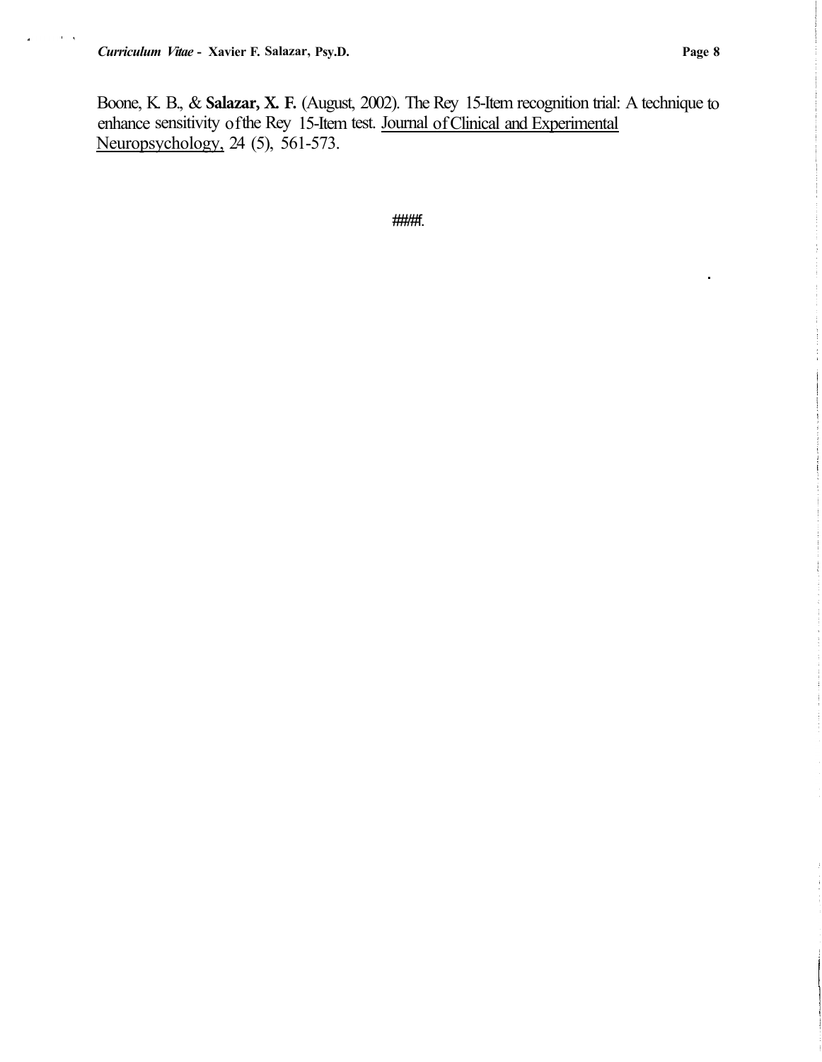Boone, K. B., & **Salazar, X. F.** (August, 2002). The Rey 15-Item recognition trial: A technique to enhance sensitivity of the Rey 15-Item test. Journal of Clinical and Experimental Neuropsychology, 24 (5), 561-573.

####.